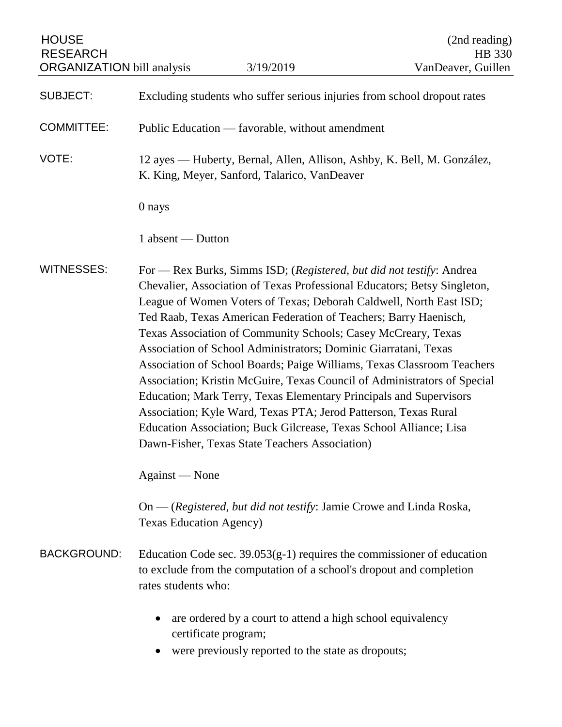HOUSE RESEARCH ORGANIZATION bill analysis | 3/19/2019 | (2nd reading) HB 330 VanDeaver, Guillen

**SUBJECT:** Excluding students who suffer serious injuries from school dropout rates

**COMMITTEE:** Public Education — favorable, without amendment

**VOTE:** 12 ayes — Huberty, Bernal, Allen, Allison, Ashby, K. Bell, M. González, K. King, Meyer, Sanford, Talarico, VanDeaver

0 nays

1 absent — Dutton

**WITNESSES:** For — Rex Burks, Simms ISD; (*Registered, but did not testify*: Andrea Chevalier, Association of Texas Professional Educators; Betsy Singleton, League of Women Voters of Texas; Deborah Caldwell, North East ISD; Ted Raab, Texas American Federation of Teachers; Barry Haenisch, Texas Association of Community Schools; Casey McCreary, Texas Association of School Administrators; Dominic Giarratani, Texas Association of School Boards; Paige Williams, Texas Classroom Teachers Association; Kristin McGuire, Texas Council of Administrators of Special Education; Mark Terry, Texas Elementary Principals and Supervisors Association; Kyle Ward, Texas PTA; Jerod Patterson, Texas Rural Education Association; Buck Gilcrease, Texas School Alliance; Lisa Dawn-Fisher, Texas State Teachers Association)

Against — None

On — (*Registered, but did not testify*: Jamie Crowe and Linda Roska, Texas Education Agency)

**BACKGROUND:** Education Code sec. 39.053(g-1) requires the commissioner of education to exclude from the computation of a school's dropout and completion rates students who:

- are ordered by a court to attend a high school equivalency certificate program;
- were previously reported to the state as dropouts;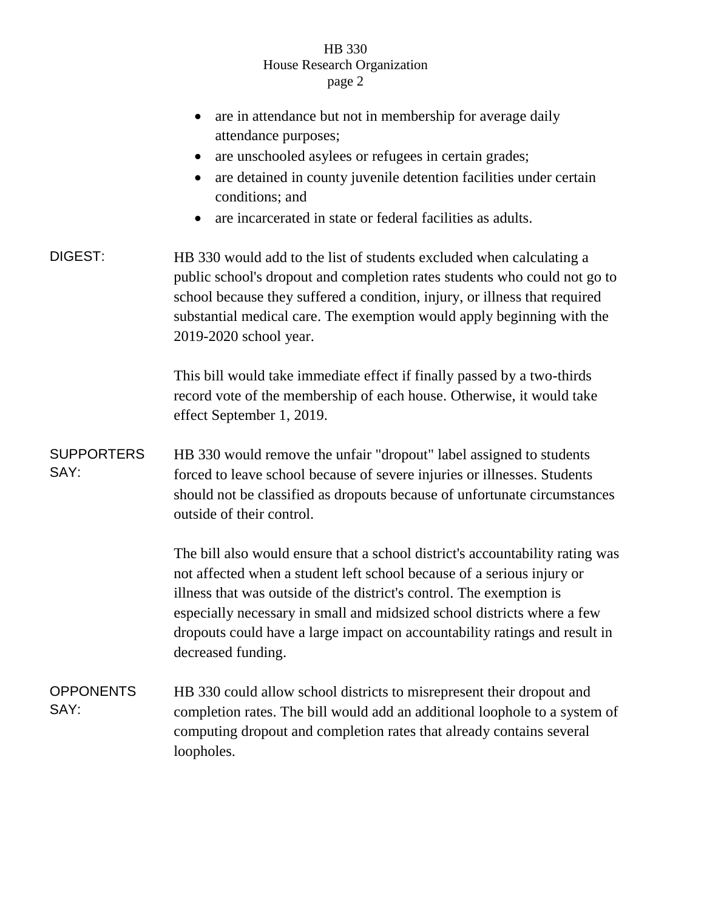- are in attendance but not in membership for average daily attendance purposes;
- are unschooled asylees or refugees in certain grades;
- are detained in county juvenile detention facilities under certain conditions; and
- are incarcerated in state or federal facilities as adults.

**DIGEST:**

HB 330 would add to the list of students excluded when calculating a public school's dropout and completion rates students who could not go to school because they suffered a condition, injury, or illness that required substantial medical care. The exemption would apply beginning with the 2019-2020 school year.

This bill would take immediate effect if finally passed by a two-thirds record vote of the membership of each house. Otherwise, it would take effect September 1, 2019.

**SUPPORTERS SAY:**

HB 330 would remove the unfair "dropout" label assigned to students forced to leave school because of severe injuries or illnesses. Students should not be classified as dropouts because of unfortunate circumstances outside of their control.

The bill also would ensure that a school district's accountability rating was not affected when a student left school because of a serious injury or illness that was outside of the district's control. The exemption is especially necessary in small and midsized school districts where a few dropouts could have a large impact on accountability ratings and result in decreased funding.

**OPPONENTS SAY:**

HB 330 could allow school districts to misrepresent their dropout and completion rates. The bill would add an additional loophole to a system of computing dropout and completion rates that already contains several loopholes.